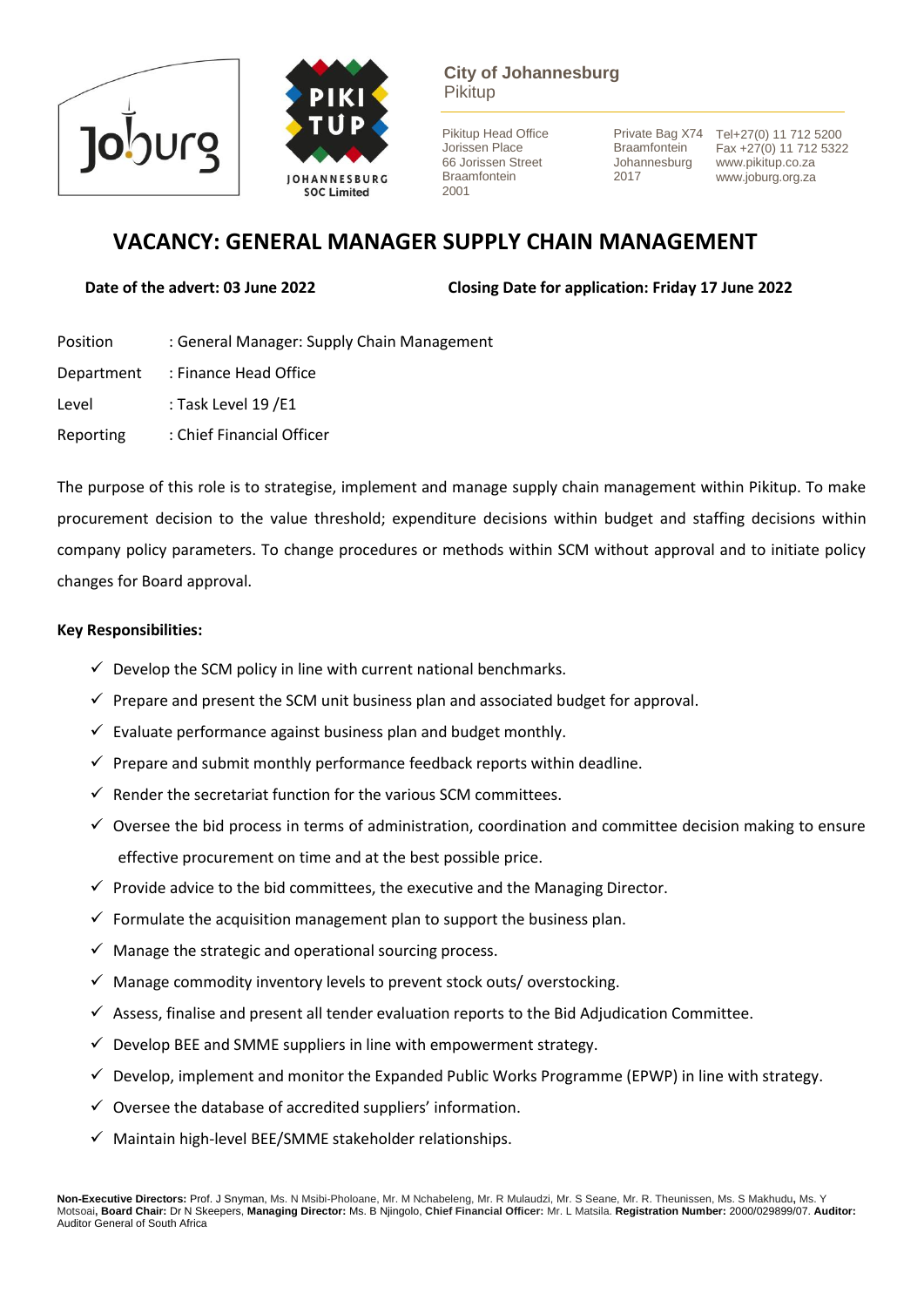**City of Johannesburg**
Pikitup

Pikitup Head Office
Jorissen Place
66 Jorissen Street
Braamfontein
2001

Private Bag X74
Braamfontein
Johannesburg
2017

Tel+27(0) 11 712 5200
Fax +27(0) 11 712 5322
www.pikitup.co.za
www.joburg.org.za

# VACANCY: GENERAL MANAGER SUPPLY CHAIN MANAGEMENT

**Date of the advert: 03 June 2022** **Closing Date for application: Friday 17 June 2022**

Position : General Manager: Supply Chain Management

Department : Finance Head Office

Level : Task Level 19 /E1

Reporting : Chief Financial Officer

The purpose of this role is to strategise, implement and manage supply chain management within Pikitup. To make procurement decision to the value threshold; expenditure decisions within budget and staffing decisions within company policy parameters. To change procedures or methods within SCM without approval and to initiate policy changes for Board approval.

**Key Responsibilities:**

- ✓ Develop the SCM policy in line with current national benchmarks.
- ✓ Prepare and present the SCM unit business plan and associated budget for approval.
- ✓ Evaluate performance against business plan and budget monthly.
- ✓ Prepare and submit monthly performance feedback reports within deadline.
- ✓ Render the secretariat function for the various SCM committees.
- ✓ Oversee the bid process in terms of administration, coordination and committee decision making to ensure effective procurement on time and at the best possible price.
- ✓ Provide advice to the bid committees, the executive and the Managing Director.
- ✓ Formulate the acquisition management plan to support the business plan.
- ✓ Manage the strategic and operational sourcing process.
- ✓ Manage commodity inventory levels to prevent stock outs/ overstocking.
- ✓ Assess, finalise and present all tender evaluation reports to the Bid Adjudication Committee.
- ✓ Develop BEE and SMME suppliers in line with empowerment strategy.
- ✓ Develop, implement and monitor the Expanded Public Works Programme (EPWP) in line with strategy.
- ✓ Oversee the database of accredited suppliers' information.
- ✓ Maintain high-level BEE/SMME stakeholder relationships.

**Non-Executive Directors:** Prof. J Snyman, Ms. N Msibi-Pholoane, Mr. M Nchabeleng, Mr. R Mulaudzi, Mr. S Seane, Mr. R. Theunissen, Ms. S Makhudu**,** Ms. Y Motsoai**, Board Chair:** Dr N Skeepers, **Managing Director:** Ms. B Njingolo, **Chief Financial Officer:** Mr. L Matsila. **Registration Number:** 2000/029899/07. **Auditor:** Auditor General of South Africa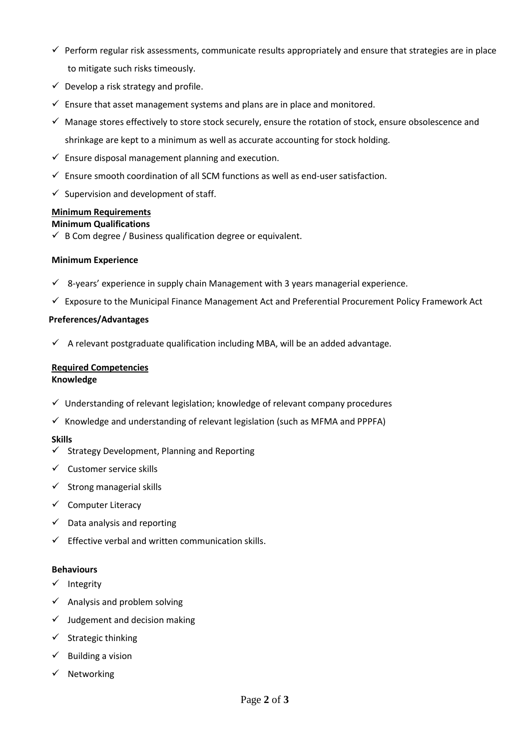- ✓ Perform regular risk assessments, communicate results appropriately and ensure that strategies are in place to mitigate such risks timeously.
- ✓ Develop a risk strategy and profile.
- ✓ Ensure that asset management systems and plans are in place and monitored.
- ✓ Manage stores effectively to store stock securely, ensure the rotation of stock, ensure obsolescence and shrinkage are kept to a minimum as well as accurate accounting for stock holding.
- ✓ Ensure disposal management planning and execution.
- ✓ Ensure smooth coordination of all SCM functions as well as end-user satisfaction.
- ✓ Supervision and development of staff.

**Minimum Requirements**

**Minimum Qualifications**

- ✓ B Com degree / Business qualification degree or equivalent.

**Minimum Experience**

- ✓ 8-years' experience in supply chain Management with 3 years managerial experience.
- ✓ Exposure to the Municipal Finance Management Act and Preferential Procurement Policy Framework Act

**Preferences/Advantages**

- ✓ A relevant postgraduate qualification including MBA, will be an added advantage.

**Required Competencies**

**Knowledge**

- ✓ Understanding of relevant legislation; knowledge of relevant company procedures
- ✓ Knowledge and understanding of relevant legislation (such as MFMA and PPPFA)

**Skills**

- ✓ Strategy Development, Planning and Reporting
- ✓ Customer service skills
- ✓ Strong managerial skills
- ✓ Computer Literacy
- ✓ Data analysis and reporting
- ✓ Effective verbal and written communication skills.

**Behaviours**

- ✓ Integrity
- ✓ Analysis and problem solving
- ✓ Judgement and decision making
- ✓ Strategic thinking
- ✓ Building a vision
- ✓ Networking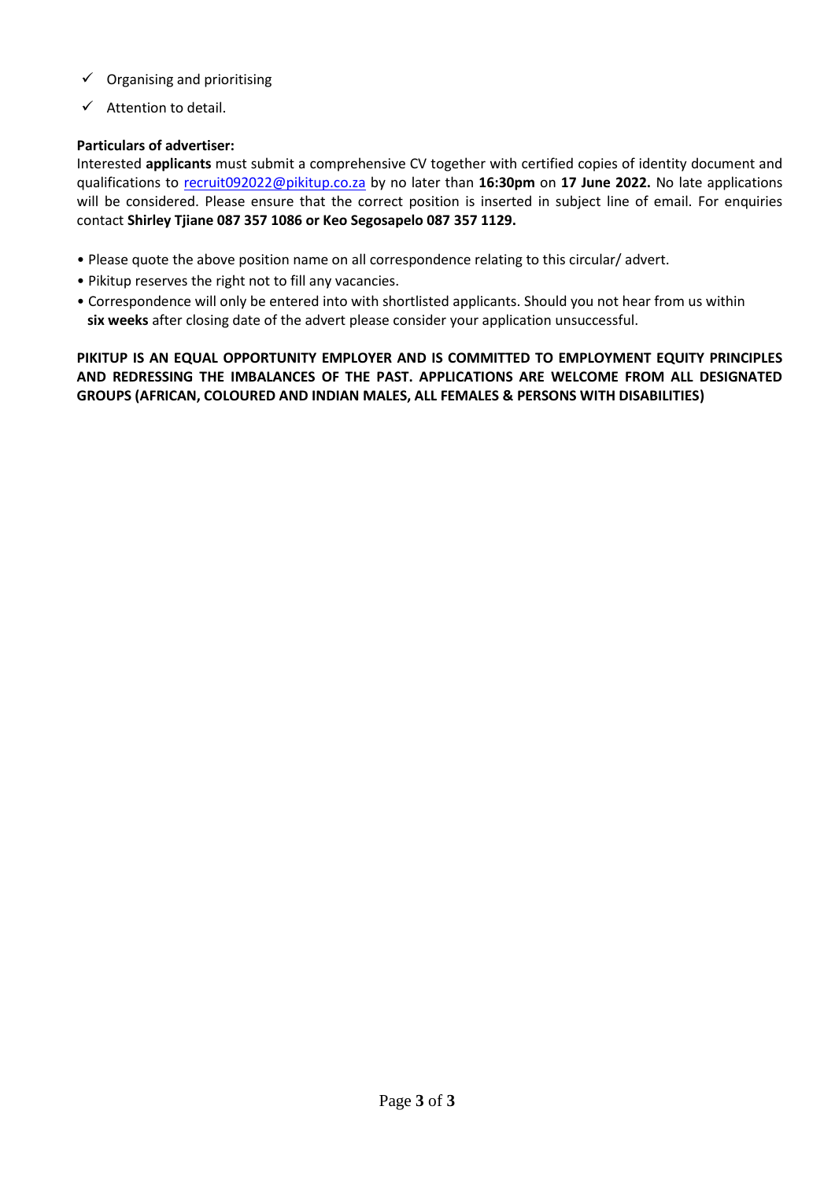- ✓ Organising and prioritising
- ✓ Attention to detail.

**Particulars of advertiser:**

Interested **applicants** must submit a comprehensive CV together with certified copies of identity document and qualifications to recruit092022@pikitup.co.za by no later than **16:30pm** on **17 June 2022.** No late applications will be considered. Please ensure that the correct position is inserted in subject line of email. For enquiries contact **Shirley Tjiane 087 357 1086 or Keo Segosapelo 087 357 1129.**

- Please quote the above position name on all correspondence relating to this circular/ advert.
- Pikitup reserves the right not to fill any vacancies.
- Correspondence will only be entered into with shortlisted applicants. Should you not hear from us within **six weeks** after closing date of the advert please consider your application unsuccessful.

**PIKITUP IS AN EQUAL OPPORTUNITY EMPLOYER AND IS COMMITTED TO EMPLOYMENT EQUITY PRINCIPLES AND REDRESSING THE IMBALANCES OF THE PAST. APPLICATIONS ARE WELCOME FROM ALL DESIGNATED GROUPS (AFRICAN, COLOURED AND INDIAN MALES, ALL FEMALES & PERSONS WITH DISABILITIES)**